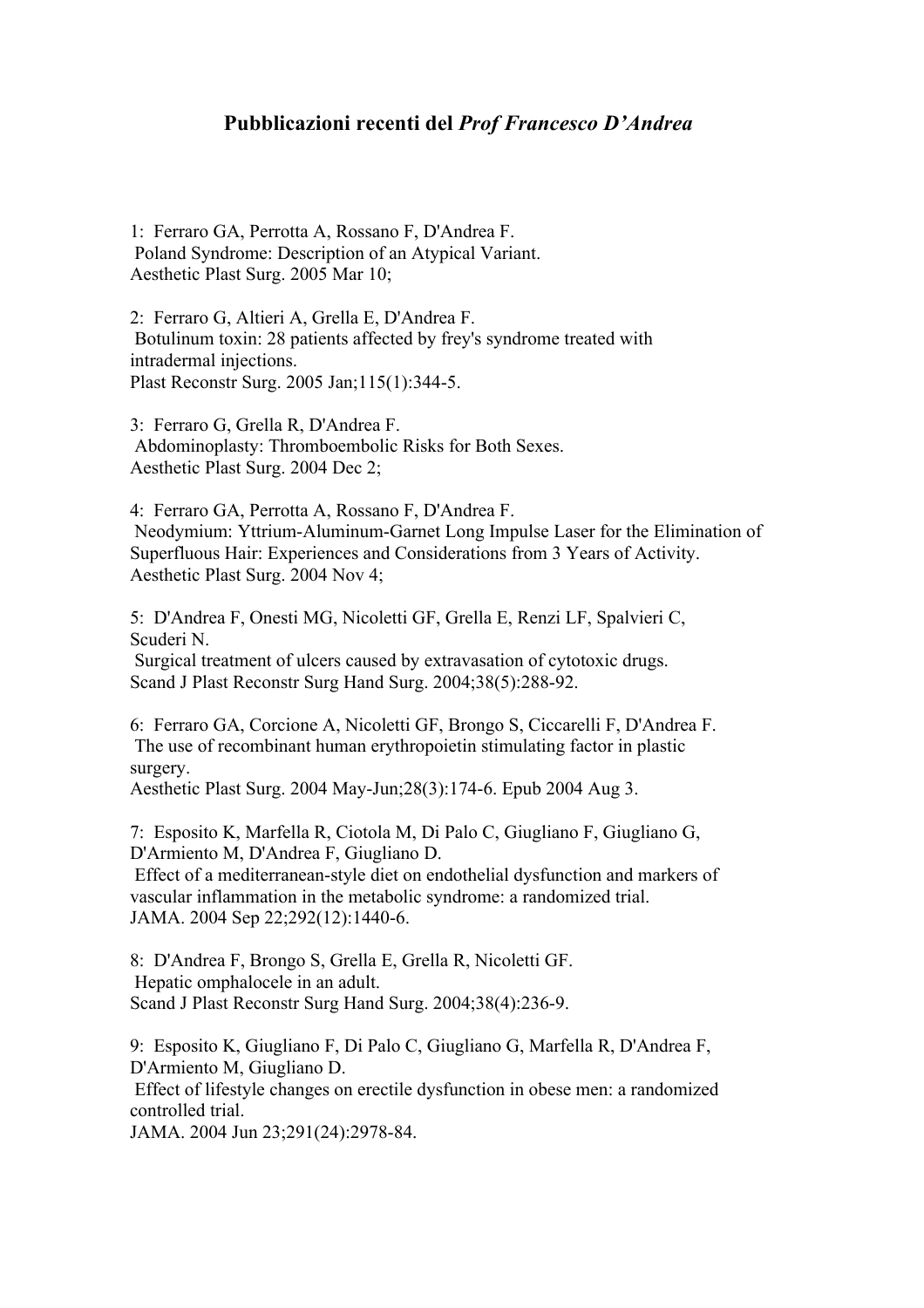# Pubblicazioni recenti del *Prof Francesco D'Andrea*

1: Ferraro GA, Perrotta A, Rossano F, D'Andrea F.
Poland Syndrome: Description of an Atypical Variant.
Aesthetic Plast Surg. 2005 Mar 10;

2: Ferraro G, Altieri A, Grella E, D'Andrea F.
Botulinum toxin: 28 patients affected by frey's syndrome treated with intradermal injections.
Plast Reconstr Surg. 2005 Jan;115(1):344-5.

3: Ferraro G, Grella R, D'Andrea F.
Abdominoplasty: Thromboembolic Risks for Both Sexes.
Aesthetic Plast Surg. 2004 Dec 2;

4: Ferraro GA, Perrotta A, Rossano F, D'Andrea F.
Neodymium: Yttrium-Aluminum-Garnet Long Impulse Laser for the Elimination of Superfluous Hair: Experiences and Considerations from 3 Years of Activity.
Aesthetic Plast Surg. 2004 Nov 4;

5: D'Andrea F, Onesti MG, Nicoletti GF, Grella E, Renzi LF, Spalvieri C, Scuderi N.
Surgical treatment of ulcers caused by extravasation of cytotoxic drugs.
Scand J Plast Reconstr Surg Hand Surg. 2004;38(5):288-92.

6: Ferraro GA, Corcione A, Nicoletti GF, Brongo S, Ciccarelli F, D'Andrea F.
The use of recombinant human erythropoietin stimulating factor in plastic surgery.
Aesthetic Plast Surg. 2004 May-Jun;28(3):174-6. Epub 2004 Aug 3.

7: Esposito K, Marfella R, Ciotola M, Di Palo C, Giugliano F, Giugliano G, D'Armiento M, D'Andrea F, Giugliano D.
Effect of a mediterranean-style diet on endothelial dysfunction and markers of vascular inflammation in the metabolic syndrome: a randomized trial.
JAMA. 2004 Sep 22;292(12):1440-6.

8: D'Andrea F, Brongo S, Grella E, Grella R, Nicoletti GF.
Hepatic omphalocele in an adult.
Scand J Plast Reconstr Surg Hand Surg. 2004;38(4):236-9.

9: Esposito K, Giugliano F, Di Palo C, Giugliano G, Marfella R, D'Andrea F, D'Armiento M, Giugliano D.
Effect of lifestyle changes on erectile dysfunction in obese men: a randomized controlled trial.
JAMA. 2004 Jun 23;291(24):2978-84.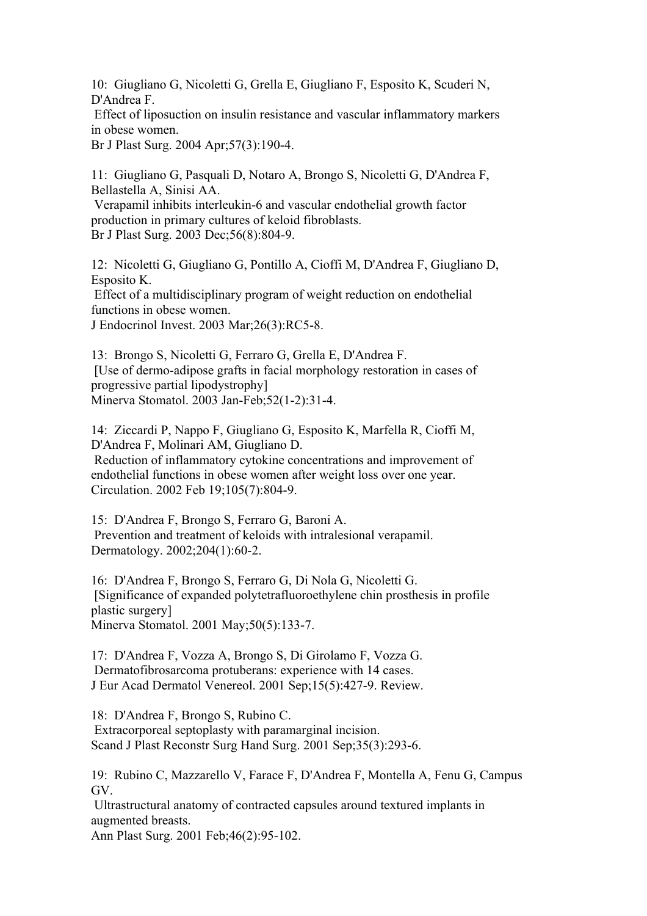10: Giugliano G, Nicoletti G, Grella E, Giugliano F, Esposito K, Scuderi N, D'Andrea F.
Effect of liposuction on insulin resistance and vascular inflammatory markers in obese women.
Br J Plast Surg. 2004 Apr;57(3):190-4.

11: Giugliano G, Pasquali D, Notaro A, Brongo S, Nicoletti G, D'Andrea F, Bellastella A, Sinisi AA.
Verapamil inhibits interleukin-6 and vascular endothelial growth factor production in primary cultures of keloid fibroblasts.
Br J Plast Surg. 2003 Dec;56(8):804-9.

12: Nicoletti G, Giugliano G, Pontillo A, Cioffi M, D'Andrea F, Giugliano D, Esposito K.
Effect of a multidisciplinary program of weight reduction on endothelial functions in obese women.
J Endocrinol Invest. 2003 Mar;26(3):RC5-8.

13: Brongo S, Nicoletti G, Ferraro G, Grella E, D'Andrea F.
[Use of dermo-adipose grafts in facial morphology restoration in cases of progressive partial lipodystrophy]
Minerva Stomatol. 2003 Jan-Feb;52(1-2):31-4.

14: Ziccardi P, Nappo F, Giugliano G, Esposito K, Marfella R, Cioffi M, D'Andrea F, Molinari AM, Giugliano D.
Reduction of inflammatory cytokine concentrations and improvement of endothelial functions in obese women after weight loss over one year.
Circulation. 2002 Feb 19;105(7):804-9.

15: D'Andrea F, Brongo S, Ferraro G, Baroni A.
Prevention and treatment of keloids with intralesional verapamil.
Dermatology. 2002;204(1):60-2.

16: D'Andrea F, Brongo S, Ferraro G, Di Nola G, Nicoletti G.
[Significance of expanded polytetrafluoroethylene chin prosthesis in profile plastic surgery]
Minerva Stomatol. 2001 May;50(5):133-7.

17: D'Andrea F, Vozza A, Brongo S, Di Girolamo F, Vozza G.
Dermatofibrosarcoma protuberans: experience with 14 cases.
J Eur Acad Dermatol Venereol. 2001 Sep;15(5):427-9. Review.

18: D'Andrea F, Brongo S, Rubino C.
Extracorporeal septoplasty with paramarginal incision.
Scand J Plast Reconstr Surg Hand Surg. 2001 Sep;35(3):293-6.

19: Rubino C, Mazzarello V, Farace F, D'Andrea F, Montella A, Fenu G, Campus GV.
Ultrastructural anatomy of contracted capsules around textured implants in augmented breasts.
Ann Plast Surg. 2001 Feb;46(2):95-102.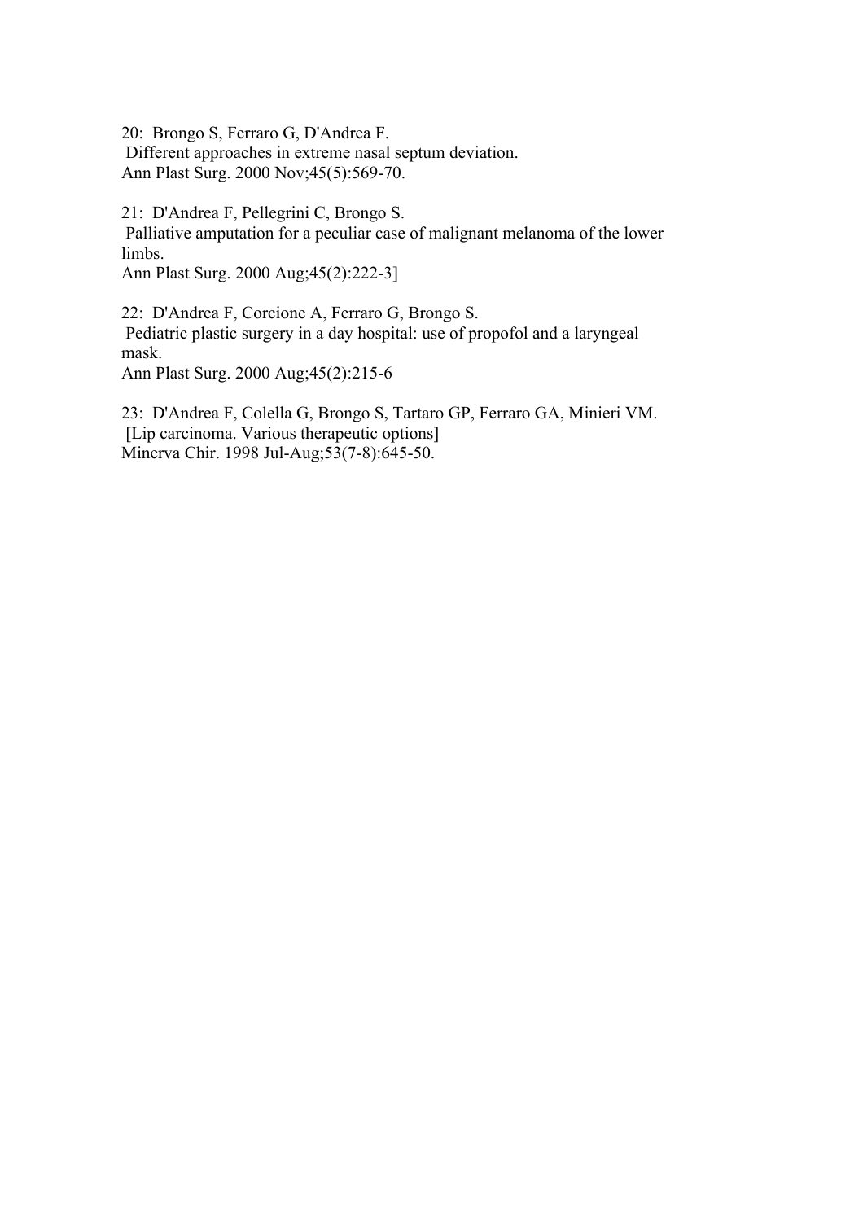20: Brongo S, Ferraro G, D'Andrea F.
Different approaches in extreme nasal septum deviation.
Ann Plast Surg. 2000 Nov;45(5):569-70.

21: D'Andrea F, Pellegrini C, Brongo S.
Palliative amputation for a peculiar case of malignant melanoma of the lower limbs.
Ann Plast Surg. 2000 Aug;45(2):222-3]

22: D'Andrea F, Corcione A, Ferraro G, Brongo S.
Pediatric plastic surgery in a day hospital: use of propofol and a laryngeal mask.
Ann Plast Surg. 2000 Aug;45(2):215-6

23: D'Andrea F, Colella G, Brongo S, Tartaro GP, Ferraro GA, Minieri VM.
[Lip carcinoma. Various therapeutic options]
Minerva Chir. 1998 Jul-Aug;53(7-8):645-50.